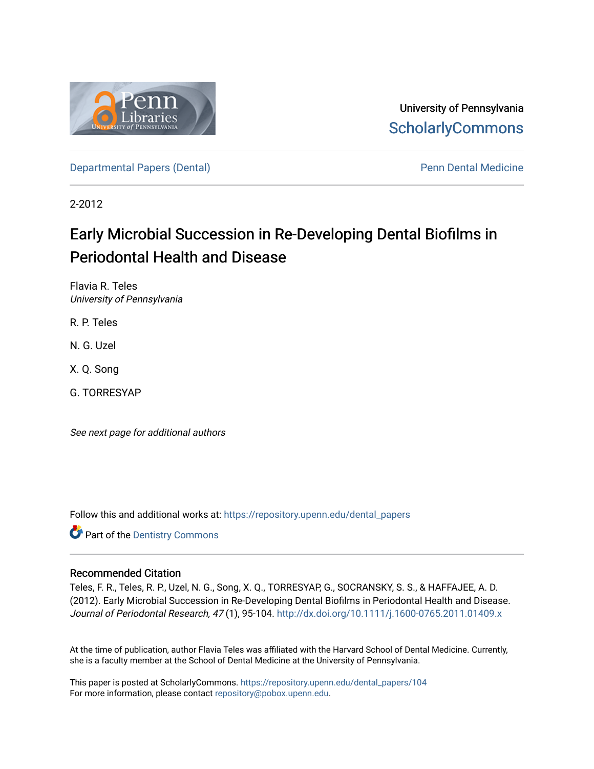University of Pennsylvania
ScholarlyCommons

Departmental Papers (Dental)

Penn Dental Medicine

2-2012

# Early Microbial Succession in Re-Developing Dental Biofilms in Periodontal Health and Disease

Flavia R. Teles
*University of Pennsylvania*

R. P. Teles

N. G. Uzel

X. Q. Song

G. TORRESYAP

*See next page for additional authors*

Follow this and additional works at: https://repository.upenn.edu/dental_papers

Part of the Dentistry Commons

## Recommended Citation

Teles, F. R., Teles, R. P., Uzel, N. G., Song, X. Q., TORRESYAP, G., SOCRANSKY, S. S., & HAFFAJEE, A. D. (2012). Early Microbial Succession in Re-Developing Dental Biofilms in Periodontal Health and Disease. *Journal of Periodontal Research, 47* (1), 95-104. http://dx.doi.org/10.1111/j.1600-0765.2011.01409.x

At the time of publication, author Flavia Teles was affiliated with the Harvard School of Dental Medicine. Currently, she is a faculty member at the School of Dental Medicine at the University of Pennsylvania.

This paper is posted at ScholarlyCommons. https://repository.upenn.edu/dental_papers/104
For more information, please contact repository@pobox.upenn.edu.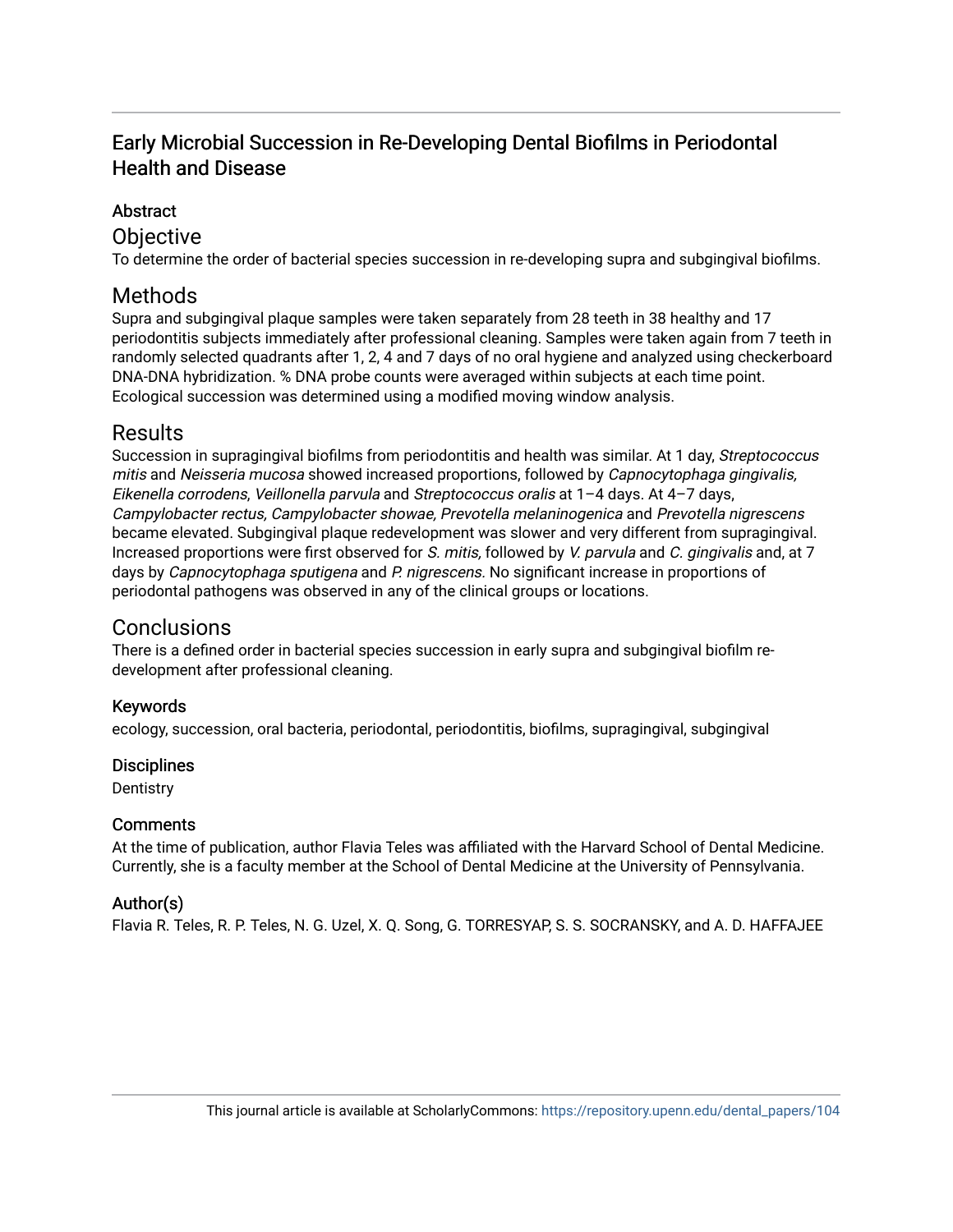# Early Microbial Succession in Re-Developing Dental Biofilms in Periodontal Health and Disease

## Abstract

## Objective

To determine the order of bacterial species succession in re-developing supra and subgingival biofilms.

## Methods

Supra and subgingival plaque samples were taken separately from 28 teeth in 38 healthy and 17 periodontitis subjects immediately after professional cleaning. Samples were taken again from 7 teeth in randomly selected quadrants after 1, 2, 4 and 7 days of no oral hygiene and analyzed using checkerboard DNA-DNA hybridization. % DNA probe counts were averaged within subjects at each time point. Ecological succession was determined using a modified moving window analysis.

## Results

Succession in supragingival biofilms from periodontitis and health was similar. At 1 day, *Streptococcus mitis* and *Neisseria mucosa* showed increased proportions, followed by *Capnocytophaga gingivalis, Eikenella corrodens*, *Veillonella parvula* and *Streptococcus oralis* at 1–4 days. At 4–7 days, *Campylobacter rectus, Campylobacter showae, Prevotella melaninogenica* and *Prevotella nigrescens* became elevated. Subgingival plaque redevelopment was slower and very different from supragingival. Increased proportions were first observed for *S. mitis,* followed by *V. parvula* and *C. gingivalis* and, at 7 days by *Capnocytophaga sputigena* and *P. nigrescens.* No significant increase in proportions of periodontal pathogens was observed in any of the clinical groups or locations.

## Conclusions

There is a defined order in bacterial species succession in early supra and subgingival biofilm re-development after professional cleaning.

### Keywords

ecology, succession, oral bacteria, periodontal, periodontitis, biofilms, supragingival, subgingival

### Disciplines

Dentistry

### Comments

At the time of publication, author Flavia Teles was affiliated with the Harvard School of Dental Medicine. Currently, she is a faculty member at the School of Dental Medicine at the University of Pennsylvania.

### Author(s)

Flavia R. Teles, R. P. Teles, N. G. Uzel, X. Q. Song, G. TORRESYAP, S. S. SOCRANSKY, and A. D. HAFFAJEE

This journal article is available at ScholarlyCommons: https://repository.upenn.edu/dental_papers/104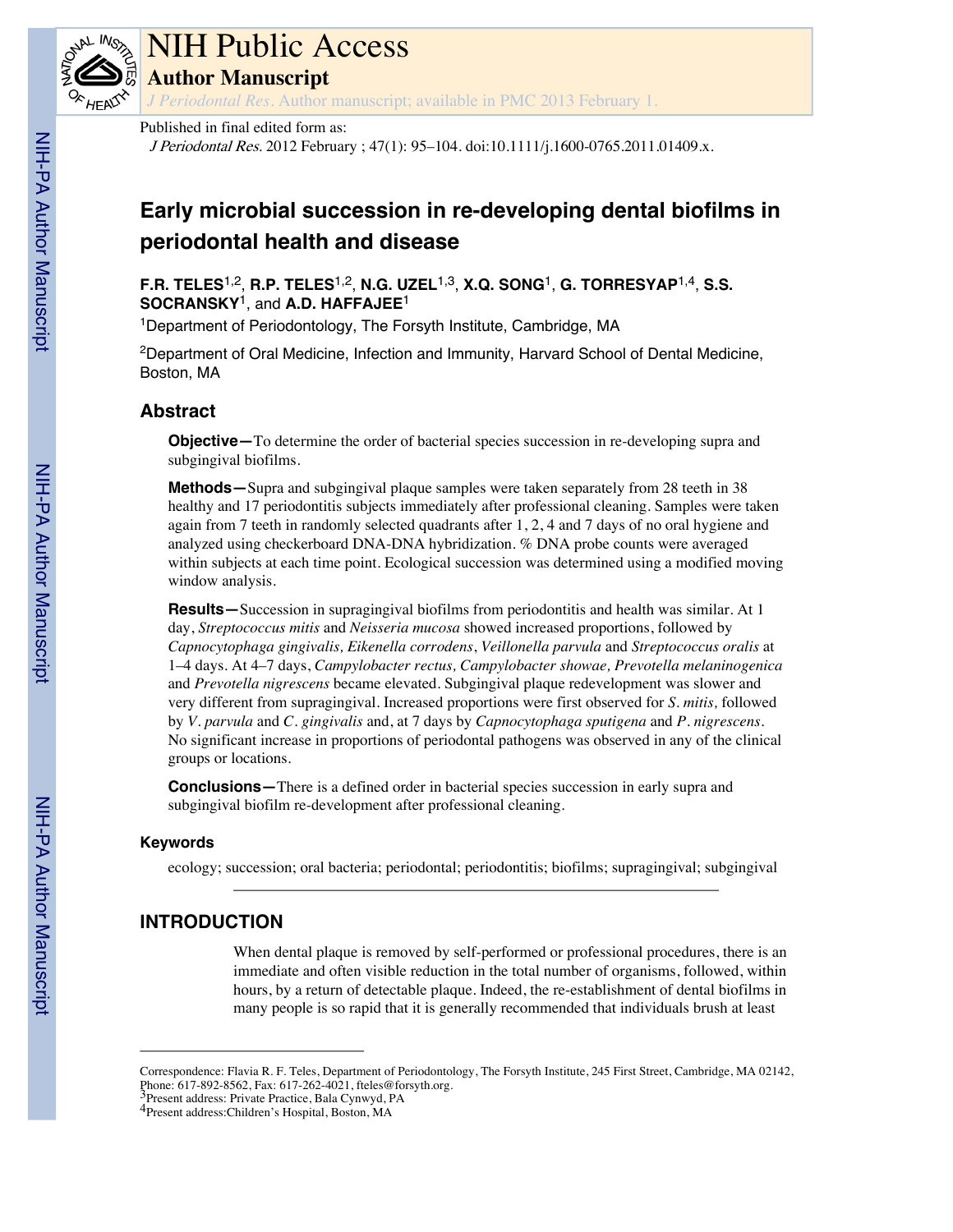Published in final edited form as:

*J Periodontal Res*. 2012 February ; 47(1): 95–104. doi:10.1111/j.1600-0765.2011.01409.x.

# Early microbial succession in re-developing dental biofilms in periodontal health and disease

**F.R. TELES**[1,2], **R.P. TELES**[1,2], **N.G. UZEL**[1,3], **X.Q. SONG**[1], **G. TORRESYAP**[1,4], **S.S. SOCRANSKY**[1], and **A.D. HAFFAJEE**[1]

[1]Department of Periodontology, The Forsyth Institute, Cambridge, MA

[2]Department of Oral Medicine, Infection and Immunity, Harvard School of Dental Medicine, Boston, MA

## Abstract

**Objective—**To determine the order of bacterial species succession in re-developing supra and subgingival biofilms.

**Methods—**Supra and subgingival plaque samples were taken separately from 28 teeth in 38 healthy and 17 periodontitis subjects immediately after professional cleaning. Samples were taken again from 7 teeth in randomly selected quadrants after 1, 2, 4 and 7 days of no oral hygiene and analyzed using checkerboard DNA-DNA hybridization. % DNA probe counts were averaged within subjects at each time point. Ecological succession was determined using a modified moving window analysis.

**Results—**Succession in supragingival biofilms from periodontitis and health was similar. At 1 day, *Streptococcus mitis* and *Neisseria mucosa* showed increased proportions, followed by *Capnocytophaga gingivalis, Eikenella corrodens*, *Veillonella parvula* and *Streptococcus oralis* at 1–4 days. At 4–7 days, *Campylobacter rectus, Campylobacter showae, Prevotella melaninogenica* and *Prevotella nigrescens* became elevated. Subgingival plaque redevelopment was slower and very different from supragingival. Increased proportions were first observed for *S. mitis,* followed by *V. parvula* and *C. gingivalis* and, at 7 days by *Capnocytophaga sputigena* and *P. nigrescens*. No significant increase in proportions of periodontal pathogens was observed in any of the clinical groups or locations.

**Conclusions—**There is a defined order in bacterial species succession in early supra and subgingival biofilm re-development after professional cleaning.

### Keywords

ecology; succession; oral bacteria; periodontal; periodontitis; biofilms; supragingival; subgingival

## INTRODUCTION

When dental plaque is removed by self-performed or professional procedures, there is an immediate and often visible reduction in the total number of organisms, followed, within hours, by a return of detectable plaque. Indeed, the re-establishment of dental biofilms in many people is so rapid that it is generally recommended that individuals brush at least

---

Correspondence: Flavia R. F. Teles, Department of Periodontology, The Forsyth Institute, 245 First Street, Cambridge, MA 02142, Phone: 617-892-8562, Fax: 617-262-4021, fteles@forsyth.org.

[3]Present address: Private Practice, Bala Cynwyd, PA

[4]Present address:Children's Hospital, Boston, MA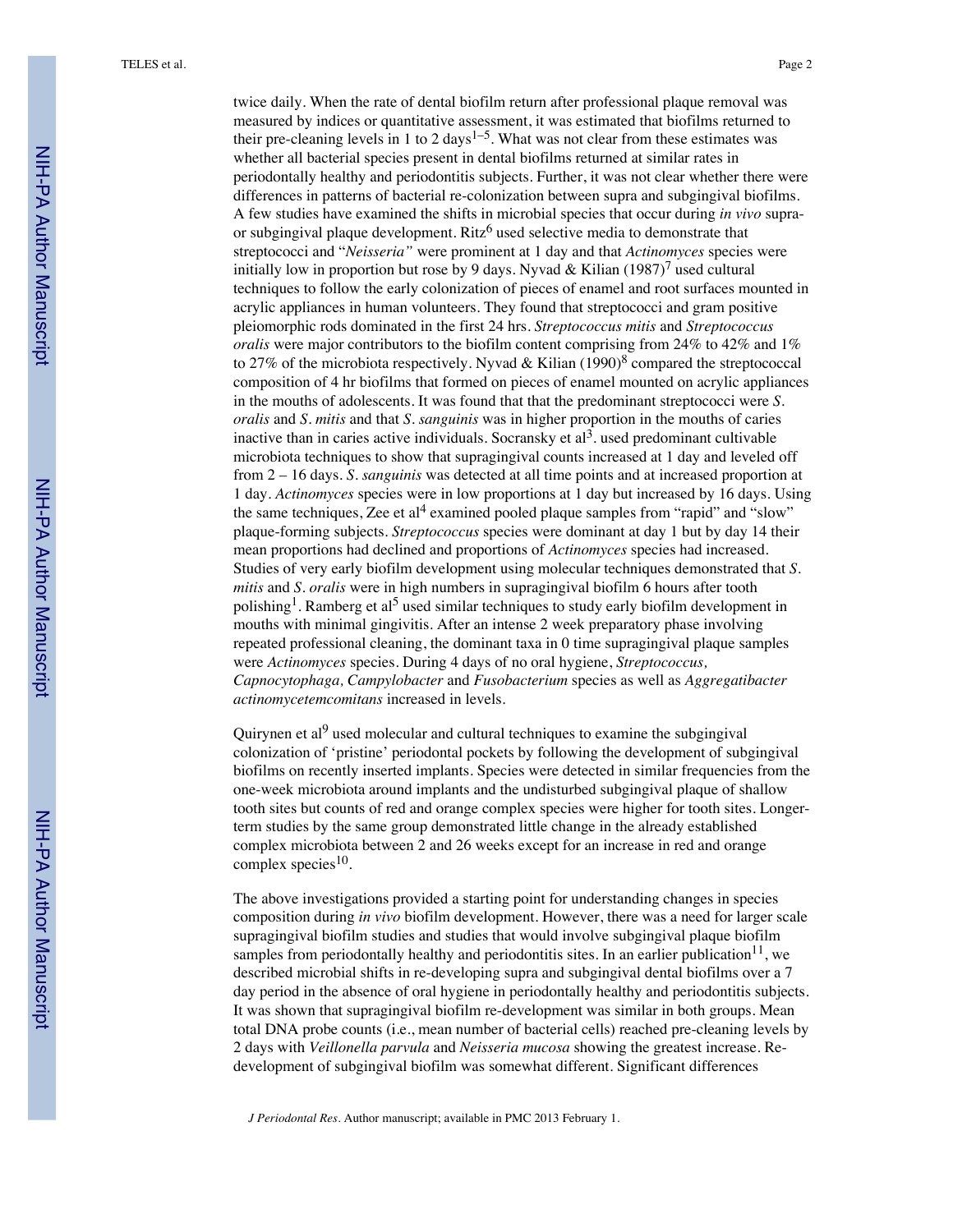twice daily. When the rate of dental biofilm return after professional plaque removal was measured by indices or quantitative assessment, it was estimated that biofilms returned to their pre-cleaning levels in 1 to 2 days[1–5]. What was not clear from these estimates was whether all bacterial species present in dental biofilms returned at similar rates in periodontally healthy and periodontitis subjects. Further, it was not clear whether there were differences in patterns of bacterial re-colonization between supra and subgingival biofilms. A few studies have examined the shifts in microbial species that occur during *in vivo* supra- or subgingival plaque development. Ritz[6] used selective media to demonstrate that streptococci and "*Neisseria"* were prominent at 1 day and that *Actinomyces* species were initially low in proportion but rose by 9 days. Nyvad & Kilian (1987)[7] used cultural techniques to follow the early colonization of pieces of enamel and root surfaces mounted in acrylic appliances in human volunteers. They found that streptococci and gram positive pleiomorphic rods dominated in the first 24 hrs. *Streptococcus mitis* and *Streptococcus oralis* were major contributors to the biofilm content comprising from 24% to 42% and 1% to 27% of the microbiota respectively. Nyvad & Kilian (1990)[8] compared the streptococcal composition of 4 hr biofilms that formed on pieces of enamel mounted on acrylic appliances in the mouths of adolescents. It was found that that the predominant streptococci were *S. oralis* and *S. mitis* and that *S. sanguinis* was in higher proportion in the mouths of caries inactive than in caries active individuals. Socransky et al[3]. used predominant cultivable microbiota techniques to show that supragingival counts increased at 1 day and leveled off from 2 – 16 days. *S. sanguinis* was detected at all time points and at increased proportion at 1 day. *Actinomyces* species were in low proportions at 1 day but increased by 16 days. Using the same techniques, Zee et al[4] examined pooled plaque samples from "rapid" and "slow" plaque-forming subjects. *Streptococcus* species were dominant at day 1 but by day 14 their mean proportions had declined and proportions of *Actinomyces* species had increased. Studies of very early biofilm development using molecular techniques demonstrated that *S. mitis* and *S. oralis* were in high numbers in supragingival biofilm 6 hours after tooth polishing[1]. Ramberg et al[5] used similar techniques to study early biofilm development in mouths with minimal gingivitis. After an intense 2 week preparatory phase involving repeated professional cleaning, the dominant taxa in 0 time supragingival plaque samples were *Actinomyces* species. During 4 days of no oral hygiene, *Streptococcus, Capnocytophaga, Campylobacter* and *Fusobacterium* species as well as *Aggregatibacter actinomycetemcomitans* increased in levels.

Quirynen et al[9] used molecular and cultural techniques to examine the subgingival colonization of 'pristine' periodontal pockets by following the development of subgingival biofilms on recently inserted implants. Species were detected in similar frequencies from the one-week microbiota around implants and the undisturbed subgingival plaque of shallow tooth sites but counts of red and orange complex species were higher for tooth sites. Longer-term studies by the same group demonstrated little change in the already established complex microbiota between 2 and 26 weeks except for an increase in red and orange complex species[10].

The above investigations provided a starting point for understanding changes in species composition during *in vivo* biofilm development. However, there was a need for larger scale supragingival biofilm studies and studies that would involve subgingival plaque biofilm samples from periodontally healthy and periodontitis sites. In an earlier publication[11], we described microbial shifts in re-developing supra and subgingival dental biofilms over a 7 day period in the absence of oral hygiene in periodontally healthy and periodontitis subjects. It was shown that supragingival biofilm re-development was similar in both groups. Mean total DNA probe counts (i.e., mean number of bacterial cells) reached pre-cleaning levels by 2 days with *Veillonella parvula* and *Neisseria mucosa* showing the greatest increase. Re-development of subgingival biofilm was somewhat different. Significant differences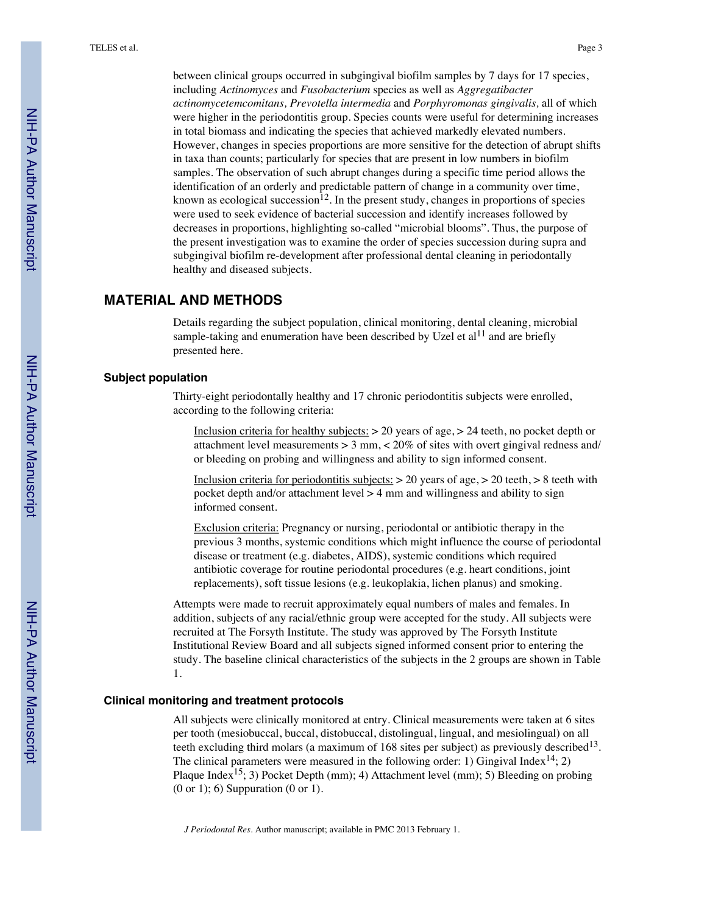between clinical groups occurred in subgingival biofilm samples by 7 days for 17 species, including *Actinomyces* and *Fusobacterium* species as well as *Aggregatibacter actinomycetemcomitans, Prevotella intermedia* and *Porphyromonas gingivalis,* all of which were higher in the periodontitis group. Species counts were useful for determining increases in total biomass and indicating the species that achieved markedly elevated numbers. However, changes in species proportions are more sensitive for the detection of abrupt shifts in taxa than counts; particularly for species that are present in low numbers in biofilm samples. The observation of such abrupt changes during a specific time period allows the identification of an orderly and predictable pattern of change in a community over time, known as ecological succession[12]. In the present study, changes in proportions of species were used to seek evidence of bacterial succession and identify increases followed by decreases in proportions, highlighting so-called "microbial blooms". Thus, the purpose of the present investigation was to examine the order of species succession during supra and subgingival biofilm re-development after professional dental cleaning in periodontally healthy and diseased subjects.

## MATERIAL AND METHODS

Details regarding the subject population, clinical monitoring, dental cleaning, microbial sample-taking and enumeration have been described by Uzel et al[11] and are briefly presented here.

### Subject population

Thirty-eight periodontally healthy and 17 chronic periodontitis subjects were enrolled, according to the following criteria:

Inclusion criteria for healthy subjects: > 20 years of age, > 24 teeth, no pocket depth or attachment level measurements > 3 mm, < 20% of sites with overt gingival redness and/or bleeding on probing and willingness and ability to sign informed consent.

Inclusion criteria for periodontitis subjects: > 20 years of age, > 20 teeth, > 8 teeth with pocket depth and/or attachment level > 4 mm and willingness and ability to sign informed consent.

Exclusion criteria: Pregnancy or nursing, periodontal or antibiotic therapy in the previous 3 months, systemic conditions which might influence the course of periodontal disease or treatment (e.g. diabetes, AIDS), systemic conditions which required antibiotic coverage for routine periodontal procedures (e.g. heart conditions, joint replacements), soft tissue lesions (e.g. leukoplakia, lichen planus) and smoking.

Attempts were made to recruit approximately equal numbers of males and females. In addition, subjects of any racial/ethnic group were accepted for the study. All subjects were recruited at The Forsyth Institute. The study was approved by The Forsyth Institute Institutional Review Board and all subjects signed informed consent prior to entering the study. The baseline clinical characteristics of the subjects in the 2 groups are shown in Table 1.

### Clinical monitoring and treatment protocols

All subjects were clinically monitored at entry. Clinical measurements were taken at 6 sites per tooth (mesiobuccal, buccal, distobuccal, distolingual, lingual, and mesiolingual) on all teeth excluding third molars (a maximum of 168 sites per subject) as previously described[13]. The clinical parameters were measured in the following order: 1) Gingival Index[14]; 2) Plaque Index[15]; 3) Pocket Depth (mm); 4) Attachment level (mm); 5) Bleeding on probing (0 or 1); 6) Suppuration (0 or 1).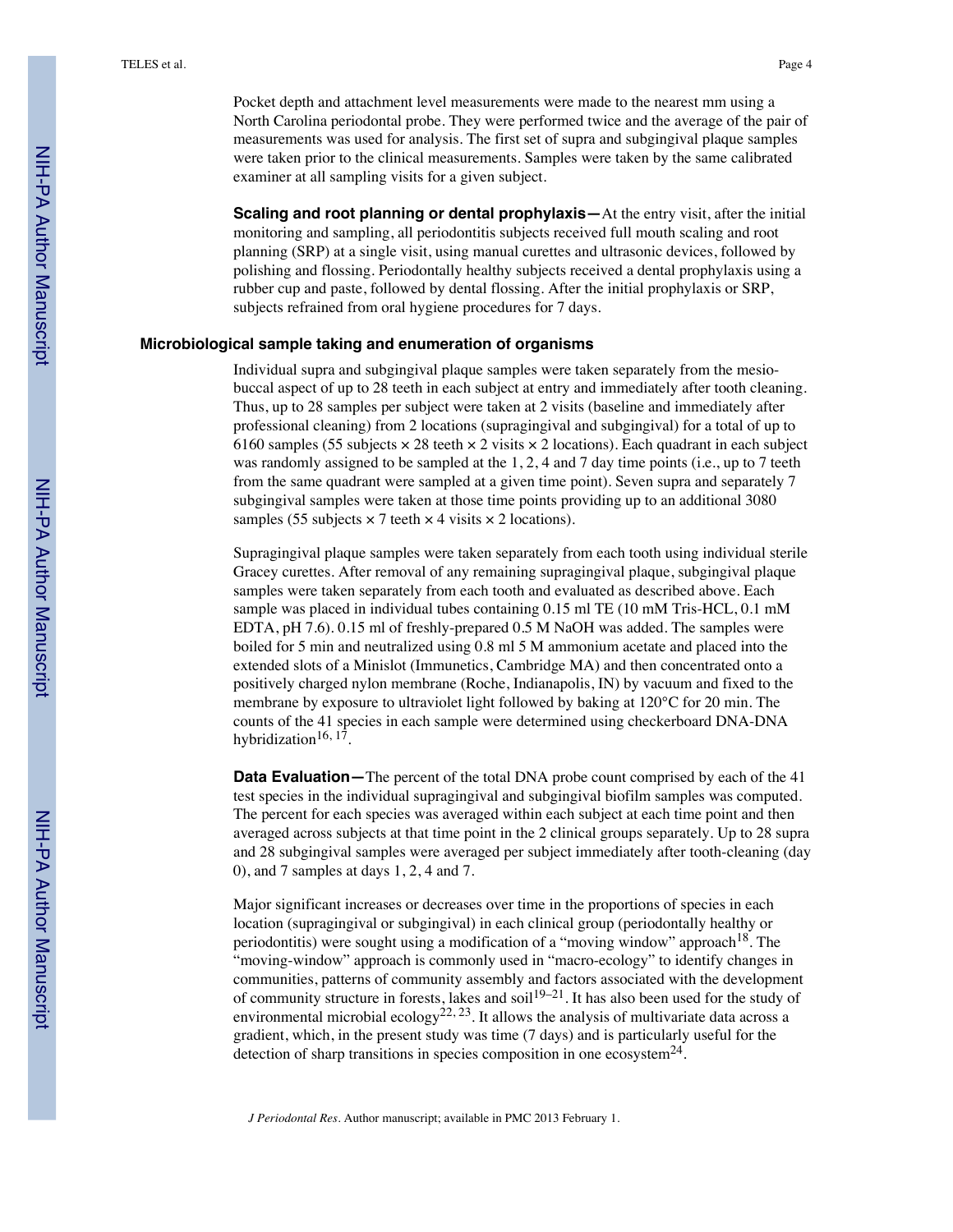Pocket depth and attachment level measurements were made to the nearest mm using a North Carolina periodontal probe. They were performed twice and the average of the pair of measurements was used for analysis. The first set of supra and subgingival plaque samples were taken prior to the clinical measurements. Samples were taken by the same calibrated examiner at all sampling visits for a given subject.

**Scaling and root planning or dental prophylaxis—**At the entry visit, after the initial monitoring and sampling, all periodontitis subjects received full mouth scaling and root planning (SRP) at a single visit, using manual curettes and ultrasonic devices, followed by polishing and flossing. Periodontally healthy subjects received a dental prophylaxis using a rubber cup and paste, followed by dental flossing. After the initial prophylaxis or SRP, subjects refrained from oral hygiene procedures for 7 days.

### Microbiological sample taking and enumeration of organisms

Individual supra and subgingival plaque samples were taken separately from the mesio-buccal aspect of up to 28 teeth in each subject at entry and immediately after tooth cleaning. Thus, up to 28 samples per subject were taken at 2 visits (baseline and immediately after professional cleaning) from 2 locations (supragingival and subgingival) for a total of up to 6160 samples (55 subjects × 28 teeth × 2 visits × 2 locations). Each quadrant in each subject was randomly assigned to be sampled at the 1, 2, 4 and 7 day time points (i.e., up to 7 teeth from the same quadrant were sampled at a given time point). Seven supra and separately 7 subgingival samples were taken at those time points providing up to an additional 3080 samples (55 subjects × 7 teeth × 4 visits × 2 locations).

Supragingival plaque samples were taken separately from each tooth using individual sterile Gracey curettes. After removal of any remaining supragingival plaque, subgingival plaque samples were taken separately from each tooth and evaluated as described above. Each sample was placed in individual tubes containing 0.15 ml TE (10 mM Tris-HCL, 0.1 mM EDTA, pH 7.6). 0.15 ml of freshly-prepared 0.5 M NaOH was added. The samples were boiled for 5 min and neutralized using 0.8 ml 5 M ammonium acetate and placed into the extended slots of a Minislot (Immunetics, Cambridge MA) and then concentrated onto a positively charged nylon membrane (Roche, Indianapolis, IN) by vacuum and fixed to the membrane by exposure to ultraviolet light followed by baking at 120°C for 20 min. The counts of the 41 species in each sample were determined using checkerboard DNA-DNA hybridization[16, 17].

**Data Evaluation—**The percent of the total DNA probe count comprised by each of the 41 test species in the individual supragingival and subgingival biofilm samples was computed. The percent for each species was averaged within each subject at each time point and then averaged across subjects at that time point in the 2 clinical groups separately. Up to 28 supra and 28 subgingival samples were averaged per subject immediately after tooth-cleaning (day 0), and 7 samples at days 1, 2, 4 and 7.

Major significant increases or decreases over time in the proportions of species in each location (supragingival or subgingival) in each clinical group (periodontally healthy or periodontitis) were sought using a modification of a "moving window" approach[18]. The "moving-window" approach is commonly used in "macro-ecology" to identify changes in communities, patterns of community assembly and factors associated with the development of community structure in forests, lakes and soil[19–21]. It has also been used for the study of environmental microbial ecology[22, 23]. It allows the analysis of multivariate data across a gradient, which, in the present study was time (7 days) and is particularly useful for the detection of sharp transitions in species composition in one ecosystem[24].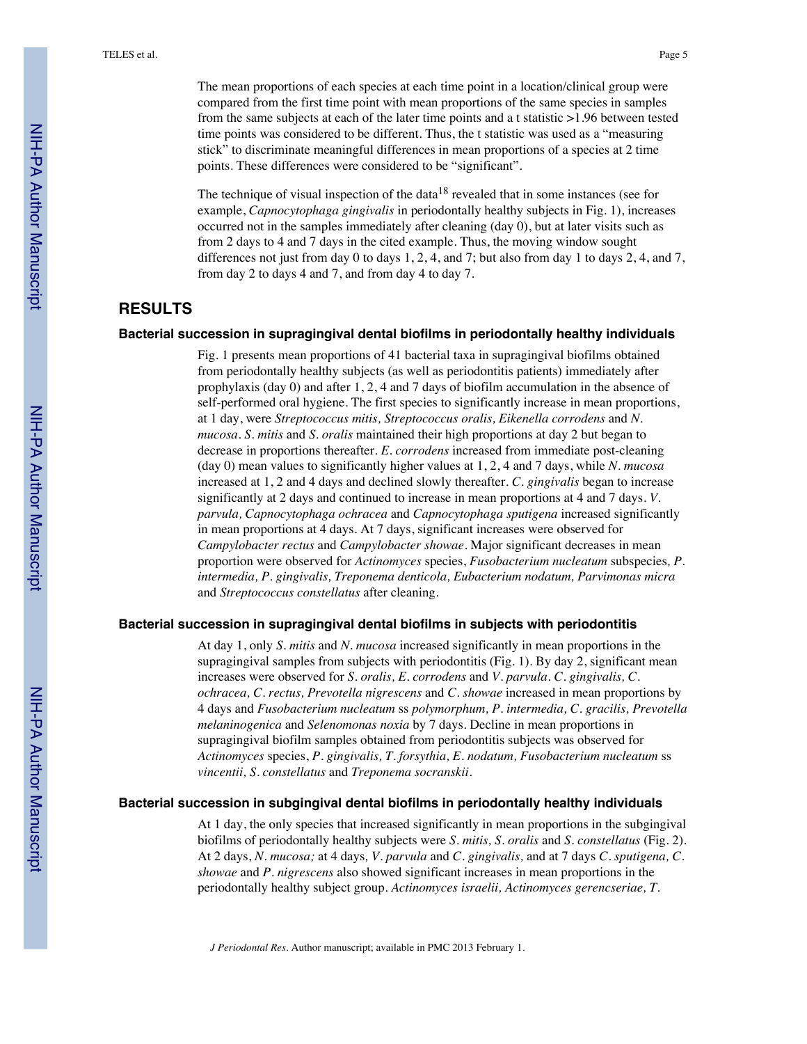The mean proportions of each species at each time point in a location/clinical group were compared from the first time point with mean proportions of the same species in samples from the same subjects at each of the later time points and a t statistic >1.96 between tested time points was considered to be different. Thus, the t statistic was used as a "measuring stick" to discriminate meaningful differences in mean proportions of a species at 2 time points. These differences were considered to be "significant".

The technique of visual inspection of the data[18] revealed that in some instances (see for example, *Capnocytophaga gingivalis* in periodontally healthy subjects in Fig. 1), increases occurred not in the samples immediately after cleaning (day 0), but at later visits such as from 2 days to 4 and 7 days in the cited example. Thus, the moving window sought differences not just from day 0 to days 1, 2, 4, and 7; but also from day 1 to days 2, 4, and 7, from day 2 to days 4 and 7, and from day 4 to day 7.

## RESULTS

### Bacterial succession in supragingival dental biofilms in periodontally healthy individuals

Fig. 1 presents mean proportions of 41 bacterial taxa in supragingival biofilms obtained from periodontally healthy subjects (as well as periodontitis patients) immediately after prophylaxis (day 0) and after 1, 2, 4 and 7 days of biofilm accumulation in the absence of self-performed oral hygiene. The first species to significantly increase in mean proportions, at 1 day, were *Streptococcus mitis, Streptococcus oralis, Eikenella corrodens* and *N. mucosa*. *S. mitis* and *S. oralis* maintained their high proportions at day 2 but began to decrease in proportions thereafter. *E. corrodens* increased from immediate post-cleaning (day 0) mean values to significantly higher values at 1, 2, 4 and 7 days, while *N. mucosa* increased at 1, 2 and 4 days and declined slowly thereafter. *C. gingivalis* began to increase significantly at 2 days and continued to increase in mean proportions at 4 and 7 days. *V. parvula, Capnocytophaga ochracea* and *Capnocytophaga sputigena* increased significantly in mean proportions at 4 days. At 7 days, significant increases were observed for *Campylobacter rectus* and *Campylobacter showae*. Major significant decreases in mean proportion were observed for *Actinomyces* species, *Fusobacterium nucleatum* subspecies*, P. intermedia, P. gingivalis, Treponema denticola, Eubacterium nodatum, Parvimonas micra* and *Streptococcus constellatus* after cleaning.

### Bacterial succession in supragingival dental biofilms in subjects with periodontitis

At day 1, only *S. mitis* and *N. mucosa* increased significantly in mean proportions in the supragingival samples from subjects with periodontitis (Fig. 1). By day 2, significant mean increases were observed for *S. oralis, E. corrodens* and *V. parvula*. *C. gingivalis, C. ochracea, C. rectus, Prevotella nigrescens* and *C. showae* increased in mean proportions by 4 days and *Fusobacterium nucleatum* ss *polymorphum, P. intermedia, C. gracilis, Prevotella melaninogenica* and *Selenomonas noxia* by 7 days. Decline in mean proportions in supragingival biofilm samples obtained from periodontitis subjects was observed for *Actinomyces* species, *P. gingivalis, T. forsythia, E. nodatum, Fusobacterium nucleatum* ss *vincentii, S. constellatus* and *Treponema socranskii*.

### Bacterial succession in subgingival dental biofilms in periodontally healthy individuals

At 1 day, the only species that increased significantly in mean proportions in the subgingival biofilms of periodontally healthy subjects were *S. mitis, S. oralis* and *S. constellatus* (Fig. 2). At 2 days, *N. mucosa;* at 4 days, *V. parvula* and *C. gingivalis,* and at 7 days *C. sputigena, C. showae* and *P. nigrescens* also showed significant increases in mean proportions in the periodontally healthy subject group. *Actinomyces israelii, Actinomyces gerencseriae, T.*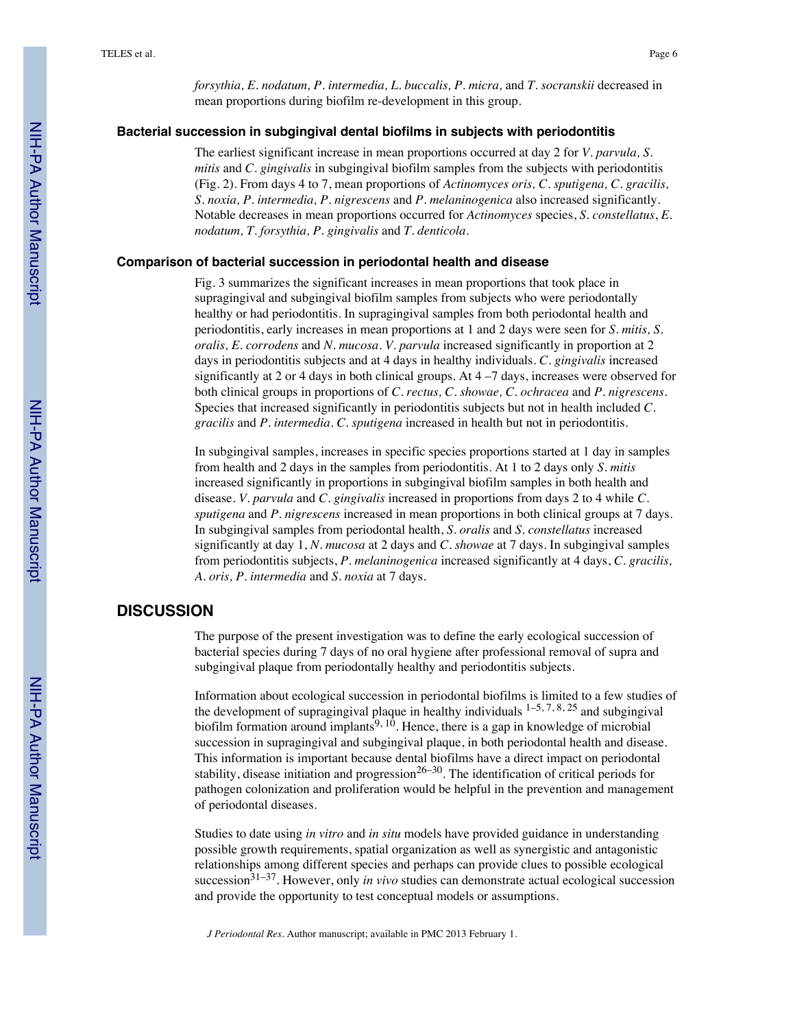*forsythia, E. nodatum, P. intermedia, L. buccalis, P. micra,* and *T. socranskii* decreased in mean proportions during biofilm re-development in this group.

### Bacterial succession in subgingival dental biofilms in subjects with periodontitis

The earliest significant increase in mean proportions occurred at day 2 for *V. parvula, S. mitis* and *C. gingivalis* in subgingival biofilm samples from the subjects with periodontitis (Fig. 2). From days 4 to 7, mean proportions of *Actinomyces oris, C. sputigena, C. gracilis, S. noxia, P. intermedia, P. nigrescens* and *P. melaninogenica* also increased significantly. Notable decreases in mean proportions occurred for *Actinomyces* species, *S. constellatus*, *E. nodatum, T. forsythia, P. gingivalis* and *T. denticola*.

### Comparison of bacterial succession in periodontal health and disease

Fig. 3 summarizes the significant increases in mean proportions that took place in supragingival and subgingival biofilm samples from subjects who were periodontally healthy or had periodontitis. In supragingival samples from both periodontal health and periodontitis, early increases in mean proportions at 1 and 2 days were seen for *S. mitis, S. oralis, E. corrodens* and *N. mucosa*. *V. parvula* increased significantly in proportion at 2 days in periodontitis subjects and at 4 days in healthy individuals. *C. gingivalis* increased significantly at 2 or 4 days in both clinical groups. At 4 –7 days, increases were observed for both clinical groups in proportions of *C. rectus, C. showae, C. ochracea* and *P. nigrescens*. Species that increased significantly in periodontitis subjects but not in health included *C. gracilis* and *P. intermedia*. *C. sputigena* increased in health but not in periodontitis.

In subgingival samples, increases in specific species proportions started at 1 day in samples from health and 2 days in the samples from periodontitis. At 1 to 2 days only *S. mitis* increased significantly in proportions in subgingival biofilm samples in both health and disease. *V. parvula* and *C. gingivalis* increased in proportions from days 2 to 4 while *C. sputigena* and *P. nigrescens* increased in mean proportions in both clinical groups at 7 days. In subgingival samples from periodontal health, *S. oralis* and *S. constellatus* increased significantly at day 1, *N. mucosa* at 2 days and *C. showae* at 7 days. In subgingival samples from periodontitis subjects, *P. melaninogenica* increased significantly at 4 days, *C. gracilis, A. oris, P. intermedia* and *S. noxia* at 7 days.

## DISCUSSION

The purpose of the present investigation was to define the early ecological succession of bacterial species during 7 days of no oral hygiene after professional removal of supra and subgingival plaque from periodontally healthy and periodontitis subjects.

Information about ecological succession in periodontal biofilms is limited to a few studies of the development of supragingival plaque in healthy individuals [1–5, 7, 8, 25] and subgingival biofilm formation around implants[9, 10]. Hence, there is a gap in knowledge of microbial succession in supragingival and subgingival plaque, in both periodontal health and disease. This information is important because dental biofilms have a direct impact on periodontal stability, disease initiation and progression[26–30]. The identification of critical periods for pathogen colonization and proliferation would be helpful in the prevention and management of periodontal diseases.

Studies to date using *in vitro* and *in situ* models have provided guidance in understanding possible growth requirements, spatial organization as well as synergistic and antagonistic relationships among different species and perhaps can provide clues to possible ecological succession[31–37]. However, only *in vivo* studies can demonstrate actual ecological succession and provide the opportunity to test conceptual models or assumptions.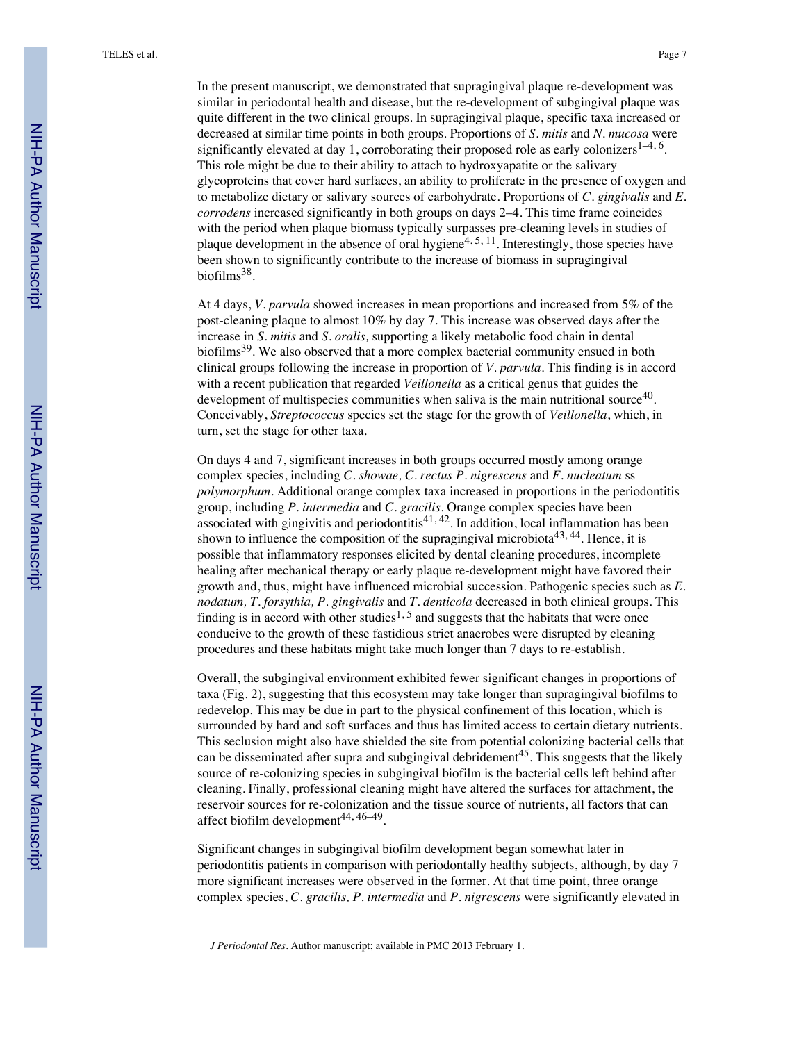In the present manuscript, we demonstrated that supragingival plaque re-development was similar in periodontal health and disease, but the re-development of subgingival plaque was quite different in the two clinical groups. In supragingival plaque, specific taxa increased or decreased at similar time points in both groups. Proportions of *S. mitis* and *N. mucosa* were significantly elevated at day 1, corroborating their proposed role as early colonizers[1–4, 6]. This role might be due to their ability to attach to hydroxyapatite or the salivary glycoproteins that cover hard surfaces, an ability to proliferate in the presence of oxygen and to metabolize dietary or salivary sources of carbohydrate. Proportions of *C. gingivalis* and *E. corrodens* increased significantly in both groups on days 2–4. This time frame coincides with the period when plaque biomass typically surpasses pre-cleaning levels in studies of plaque development in the absence of oral hygiene[4, 5, 11]. Interestingly, those species have been shown to significantly contribute to the increase of biomass in supragingival biofilms[38].

At 4 days, *V. parvula* showed increases in mean proportions and increased from 5% of the post-cleaning plaque to almost 10% by day 7. This increase was observed days after the increase in *S. mitis* and *S. oralis,* supporting a likely metabolic food chain in dental biofilms[39]. We also observed that a more complex bacterial community ensued in both clinical groups following the increase in proportion of *V. parvula*. This finding is in accord with a recent publication that regarded *Veillonella* as a critical genus that guides the development of multispecies communities when saliva is the main nutritional source[40]. Conceivably, *Streptococcus* species set the stage for the growth of *Veillonella*, which, in turn, set the stage for other taxa.

On days 4 and 7, significant increases in both groups occurred mostly among orange complex species, including *C. showae, C. rectus P. nigrescens* and *F. nucleatum* ss *polymorphum*. Additional orange complex taxa increased in proportions in the periodontitis group, including *P. intermedia* and *C. gracilis*. Orange complex species have been associated with gingivitis and periodontitis[41, 42]. In addition, local inflammation has been shown to influence the composition of the supragingival microbiota[43, 44]. Hence, it is possible that inflammatory responses elicited by dental cleaning procedures, incomplete healing after mechanical therapy or early plaque re-development might have favored their growth and, thus, might have influenced microbial succession. Pathogenic species such as *E. nodatum, T. forsythia, P. gingivalis* and *T. denticola* decreased in both clinical groups. This finding is in accord with other studies[1, 5] and suggests that the habitats that were once conducive to the growth of these fastidious strict anaerobes were disrupted by cleaning procedures and these habitats might take much longer than 7 days to re-establish.

Overall, the subgingival environment exhibited fewer significant changes in proportions of taxa (Fig. 2), suggesting that this ecosystem may take longer than supragingival biofilms to redevelop. This may be due in part to the physical confinement of this location, which is surrounded by hard and soft surfaces and thus has limited access to certain dietary nutrients. This seclusion might also have shielded the site from potential colonizing bacterial cells that can be disseminated after supra and subgingival debridement[45]. This suggests that the likely source of re-colonizing species in subgingival biofilm is the bacterial cells left behind after cleaning. Finally, professional cleaning might have altered the surfaces for attachment, the reservoir sources for re-colonization and the tissue source of nutrients, all factors that can affect biofilm development[44, 46–49].

Significant changes in subgingival biofilm development began somewhat later in periodontitis patients in comparison with periodontally healthy subjects, although, by day 7 more significant increases were observed in the former. At that time point, three orange complex species, *C. gracilis, P. intermedia* and *P. nigrescens* were significantly elevated in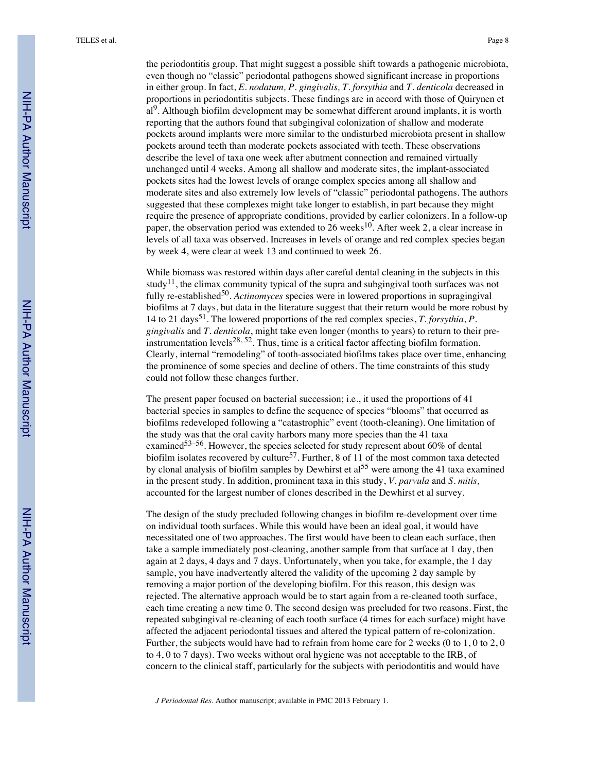the periodontitis group. That might suggest a possible shift towards a pathogenic microbiota, even though no "classic" periodontal pathogens showed significant increase in proportions in either group. In fact, *E. nodatum, P. gingivalis, T. forsythia* and *T. denticola* decreased in proportions in periodontitis subjects. These findings are in accord with those of Quirynen et al[9]. Although biofilm development may be somewhat different around implants, it is worth reporting that the authors found that subgingival colonization of shallow and moderate pockets around implants were more similar to the undisturbed microbiota present in shallow pockets around teeth than moderate pockets associated with teeth. These observations describe the level of taxa one week after abutment connection and remained virtually unchanged until 4 weeks. Among all shallow and moderate sites, the implant-associated pockets sites had the lowest levels of orange complex species among all shallow and moderate sites and also extremely low levels of "classic" periodontal pathogens. The authors suggested that these complexes might take longer to establish, in part because they might require the presence of appropriate conditions, provided by earlier colonizers. In a follow-up paper, the observation period was extended to 26 weeks[10]. After week 2, a clear increase in levels of all taxa was observed. Increases in levels of orange and red complex species began by week 4, were clear at week 13 and continued to week 26.

While biomass was restored within days after careful dental cleaning in the subjects in this study[11], the climax community typical of the supra and subgingival tooth surfaces was not fully re-established[50]. *Actinomyces* species were in lowered proportions in supragingival biofilms at 7 days, but data in the literature suggest that their return would be more robust by 14 to 21 days[51]. The lowered proportions of the red complex species, *T. forsythia*, *P. gingivalis* and *T. denticola*, might take even longer (months to years) to return to their pre-instrumentation levels[28, 52]. Thus, time is a critical factor affecting biofilm formation. Clearly, internal "remodeling" of tooth-associated biofilms takes place over time, enhancing the prominence of some species and decline of others. The time constraints of this study could not follow these changes further.

The present paper focused on bacterial succession; i.e., it used the proportions of 41 bacterial species in samples to define the sequence of species "blooms" that occurred as biofilms redeveloped following a "catastrophic" event (tooth-cleaning). One limitation of the study was that the oral cavity harbors many more species than the 41 taxa examined[53–56]. However, the species selected for study represent about 60% of dental biofilm isolates recovered by culture[57]. Further, 8 of 11 of the most common taxa detected by clonal analysis of biofilm samples by Dewhirst et al[55] were among the 41 taxa examined in the present study. In addition, prominent taxa in this study, *V. parvula* and *S. mitis,* accounted for the largest number of clones described in the Dewhirst et al survey.

The design of the study precluded following changes in biofilm re-development over time on individual tooth surfaces. While this would have been an ideal goal, it would have necessitated one of two approaches. The first would have been to clean each surface, then take a sample immediately post-cleaning, another sample from that surface at 1 day, then again at 2 days, 4 days and 7 days. Unfortunately, when you take, for example, the 1 day sample, you have inadvertently altered the validity of the upcoming 2 day sample by removing a major portion of the developing biofilm. For this reason, this design was rejected. The alternative approach would be to start again from a re-cleaned tooth surface, each time creating a new time 0. The second design was precluded for two reasons. First, the repeated subgingival re-cleaning of each tooth surface (4 times for each surface) might have affected the adjacent periodontal tissues and altered the typical pattern of re-colonization. Further, the subjects would have had to refrain from home care for 2 weeks (0 to 1, 0 to 2, 0 to 4, 0 to 7 days). Two weeks without oral hygiene was not acceptable to the IRB, of concern to the clinical staff, particularly for the subjects with periodontitis and would have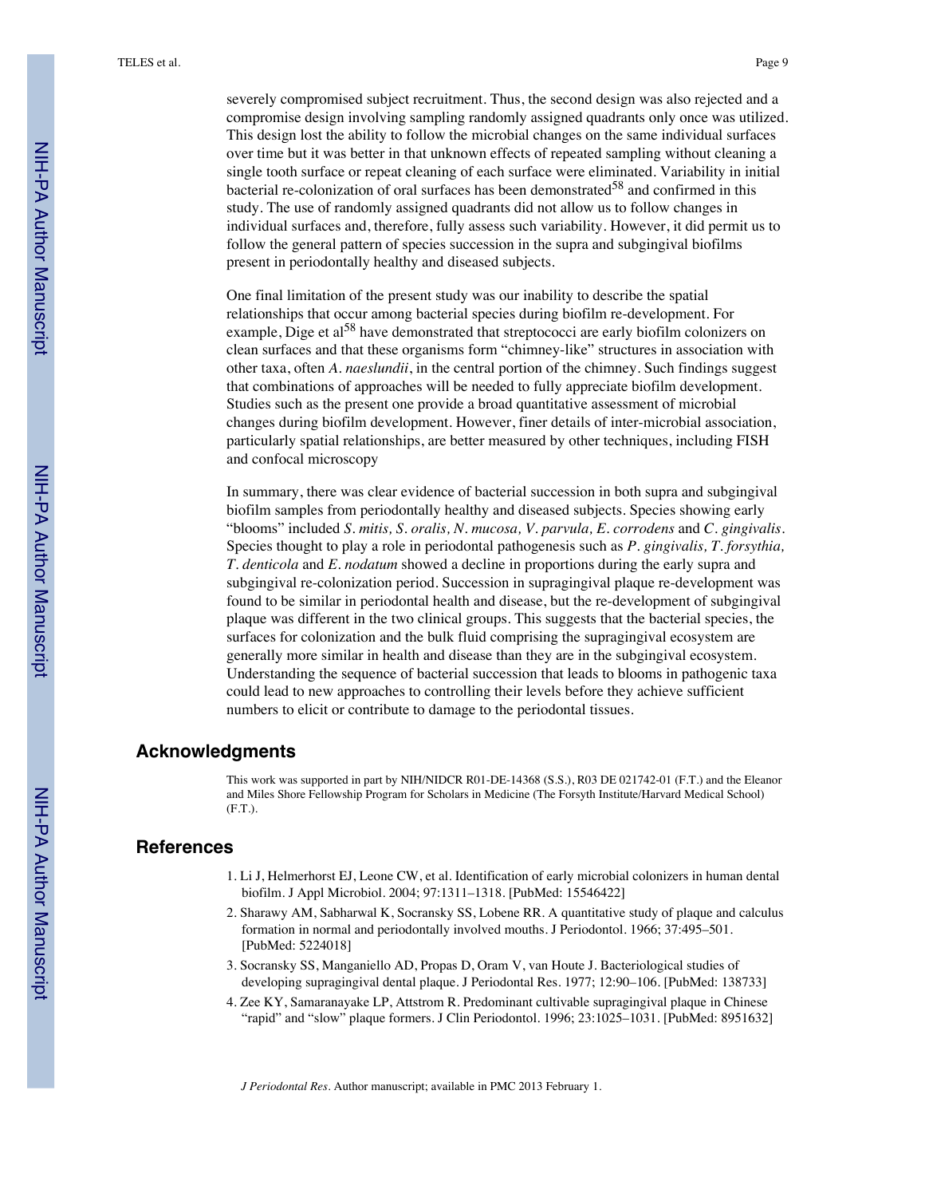severely compromised subject recruitment. Thus, the second design was also rejected and a compromise design involving sampling randomly assigned quadrants only once was utilized. This design lost the ability to follow the microbial changes on the same individual surfaces over time but it was better in that unknown effects of repeated sampling without cleaning a single tooth surface or repeat cleaning of each surface were eliminated. Variability in initial bacterial re-colonization of oral surfaces has been demonstrated[58] and confirmed in this study. The use of randomly assigned quadrants did not allow us to follow changes in individual surfaces and, therefore, fully assess such variability. However, it did permit us to follow the general pattern of species succession in the supra and subgingival biofilms present in periodontally healthy and diseased subjects.

One final limitation of the present study was our inability to describe the spatial relationships that occur among bacterial species during biofilm re-development. For example, Dige et al[58] have demonstrated that streptococci are early biofilm colonizers on clean surfaces and that these organisms form "chimney-like" structures in association with other taxa, often *A. naeslundii*, in the central portion of the chimney. Such findings suggest that combinations of approaches will be needed to fully appreciate biofilm development. Studies such as the present one provide a broad quantitative assessment of microbial changes during biofilm development. However, finer details of inter-microbial association, particularly spatial relationships, are better measured by other techniques, including FISH and confocal microscopy

In summary, there was clear evidence of bacterial succession in both supra and subgingival biofilm samples from periodontally healthy and diseased subjects. Species showing early "blooms" included *S. mitis, S. oralis, N. mucosa, V. parvula, E. corrodens* and *C. gingivalis*. Species thought to play a role in periodontal pathogenesis such as *P. gingivalis, T. forsythia, T. denticola* and *E. nodatum* showed a decline in proportions during the early supra and subgingival re-colonization period. Succession in supragingival plaque re-development was found to be similar in periodontal health and disease, but the re-development of subgingival plaque was different in the two clinical groups. This suggests that the bacterial species, the surfaces for colonization and the bulk fluid comprising the supragingival ecosystem are generally more similar in health and disease than they are in the subgingival ecosystem. Understanding the sequence of bacterial succession that leads to blooms in pathogenic taxa could lead to new approaches to controlling their levels before they achieve sufficient numbers to elicit or contribute to damage to the periodontal tissues.

## Acknowledgments

This work was supported in part by NIH/NIDCR R01-DE-14368 (S.S.), R03 DE 021742-01 (F.T.) and the Eleanor and Miles Shore Fellowship Program for Scholars in Medicine (The Forsyth Institute/Harvard Medical School) (F.T.).

## References

1. Li J, Helmerhorst EJ, Leone CW, et al. Identification of early microbial colonizers in human dental biofilm. J Appl Microbiol. 2004; 97:1311–1318. [PubMed: 15546422]
2. Sharawy AM, Sabharwal K, Socransky SS, Lobene RR. A quantitative study of plaque and calculus formation in normal and periodontally involved mouths. J Periodontol. 1966; 37:495–501. [PubMed: 5224018]
3. Socransky SS, Manganiello AD, Propas D, Oram V, van Houte J. Bacteriological studies of developing supragingival dental plaque. J Periodontal Res. 1977; 12:90–106. [PubMed: 138733]
4. Zee KY, Samaranayake LP, Attstrom R. Predominant cultivable supragingival plaque in Chinese "rapid" and "slow" plaque formers. J Clin Periodontol. 1996; 23:1025–1031. [PubMed: 8951632]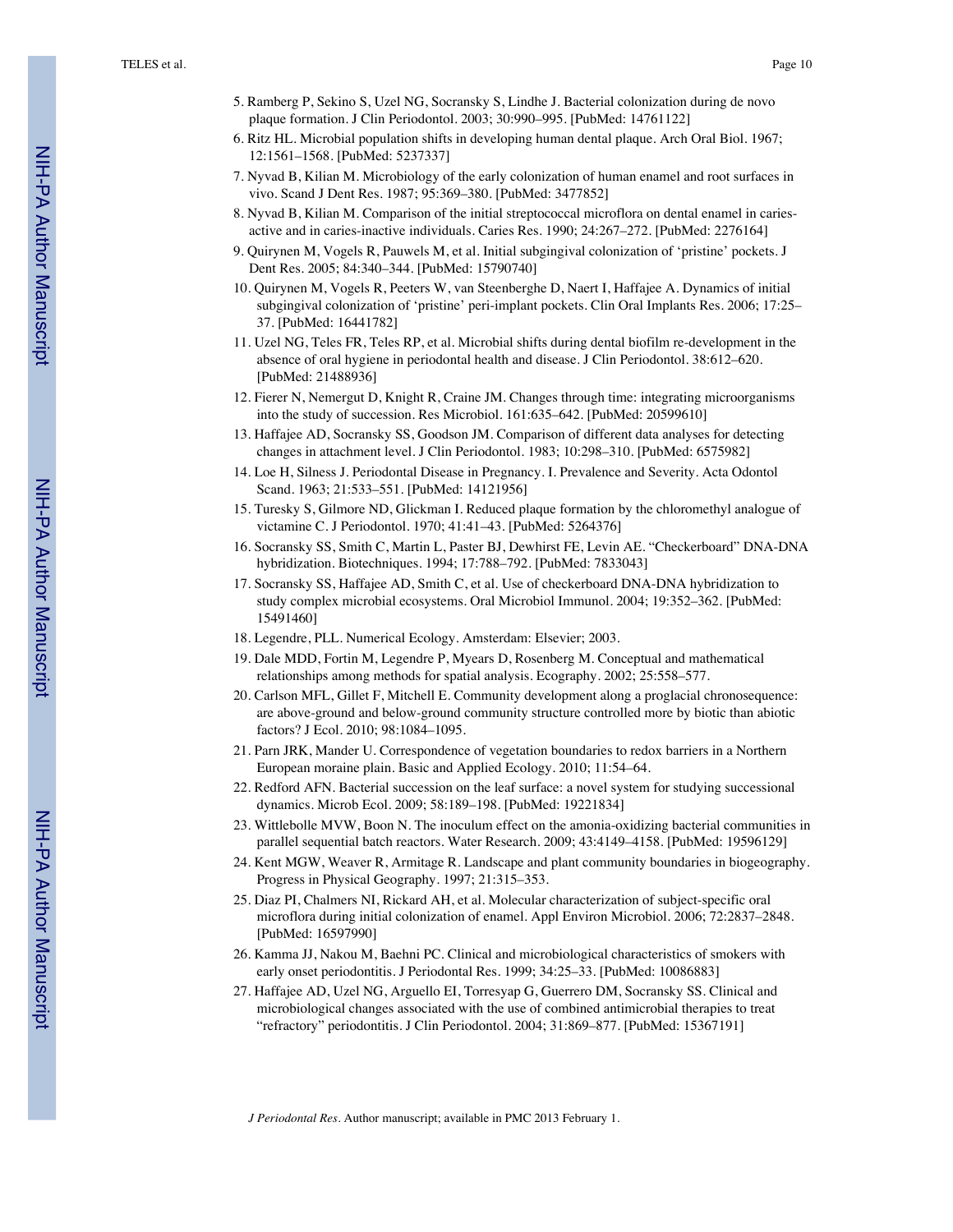5. Ramberg P, Sekino S, Uzel NG, Socransky S, Lindhe J. Bacterial colonization during de novo plaque formation. J Clin Periodontol. 2003; 30:990–995. [PubMed: 14761122]
6. Ritz HL. Microbial population shifts in developing human dental plaque. Arch Oral Biol. 1967; 12:1561–1568. [PubMed: 5237337]
7. Nyvad B, Kilian M. Microbiology of the early colonization of human enamel and root surfaces in vivo. Scand J Dent Res. 1987; 95:369–380. [PubMed: 3477852]
8. Nyvad B, Kilian M. Comparison of the initial streptococcal microflora on dental enamel in caries-active and in caries-inactive individuals. Caries Res. 1990; 24:267–272. [PubMed: 2276164]
9. Quirynen M, Vogels R, Pauwels M, et al. Initial subgingival colonization of 'pristine' pockets. J Dent Res. 2005; 84:340–344. [PubMed: 15790740]
10. Quirynen M, Vogels R, Peeters W, van Steenberghe D, Naert I, Haffajee A. Dynamics of initial subgingival colonization of 'pristine' peri-implant pockets. Clin Oral Implants Res. 2006; 17:25–37. [PubMed: 16441782]
11. Uzel NG, Teles FR, Teles RP, et al. Microbial shifts during dental biofilm re-development in the absence of oral hygiene in periodontal health and disease. J Clin Periodontol. 38:612–620. [PubMed: 21488936]
12. Fierer N, Nemergut D, Knight R, Craine JM. Changes through time: integrating microorganisms into the study of succession. Res Microbiol. 161:635–642. [PubMed: 20599610]
13. Haffajee AD, Socransky SS, Goodson JM. Comparison of different data analyses for detecting changes in attachment level. J Clin Periodontol. 1983; 10:298–310. [PubMed: 6575982]
14. Loe H, Silness J. Periodontal Disease in Pregnancy. I. Prevalence and Severity. Acta Odontol Scand. 1963; 21:533–551. [PubMed: 14121956]
15. Turesky S, Gilmore ND, Glickman I. Reduced plaque formation by the chloromethyl analogue of victamine C. J Periodontol. 1970; 41:41–43. [PubMed: 5264376]
16. Socransky SS, Smith C, Martin L, Paster BJ, Dewhirst FE, Levin AE. "Checkerboard" DNA-DNA hybridization. Biotechniques. 1994; 17:788–792. [PubMed: 7833043]
17. Socransky SS, Haffajee AD, Smith C, et al. Use of checkerboard DNA-DNA hybridization to study complex microbial ecosystems. Oral Microbiol Immunol. 2004; 19:352–362. [PubMed: 15491460]
18. Legendre, PLL. Numerical Ecology. Amsterdam: Elsevier; 2003.
19. Dale MDD, Fortin M, Legendre P, Myears D, Rosenberg M. Conceptual and mathematical relationships among methods for spatial analysis. Ecography. 2002; 25:558–577.
20. Carlson MFL, Gillet F, Mitchell E. Community development along a proglacial chronosequence: are above-ground and below-ground community structure controlled more by biotic than abiotic factors? J Ecol. 2010; 98:1084–1095.
21. Parn JRK, Mander U. Correspondence of vegetation boundaries to redox barriers in a Northern European moraine plain. Basic and Applied Ecology. 2010; 11:54–64.
22. Redford AFN. Bacterial succession on the leaf surface: a novel system for studying successional dynamics. Microb Ecol. 2009; 58:189–198. [PubMed: 19221834]
23. Wittlebolle MVW, Boon N. The inoculum effect on the amonia-oxidizing bacterial communities in parallel sequential batch reactors. Water Research. 2009; 43:4149–4158. [PubMed: 19596129]
24. Kent MGW, Weaver R, Armitage R. Landscape and plant community boundaries in biogeography. Progress in Physical Geography. 1997; 21:315–353.
25. Diaz PI, Chalmers NI, Rickard AH, et al. Molecular characterization of subject-specific oral microflora during initial colonization of enamel. Appl Environ Microbiol. 2006; 72:2837–2848. [PubMed: 16597990]
26. Kamma JJ, Nakou M, Baehni PC. Clinical and microbiological characteristics of smokers with early onset periodontitis. J Periodontal Res. 1999; 34:25–33. [PubMed: 10086883]
27. Haffajee AD, Uzel NG, Arguello EI, Torresyap G, Guerrero DM, Socransky SS. Clinical and microbiological changes associated with the use of combined antimicrobial therapies to treat "refractory" periodontitis. J Clin Periodontol. 2004; 31:869–877. [PubMed: 15367191]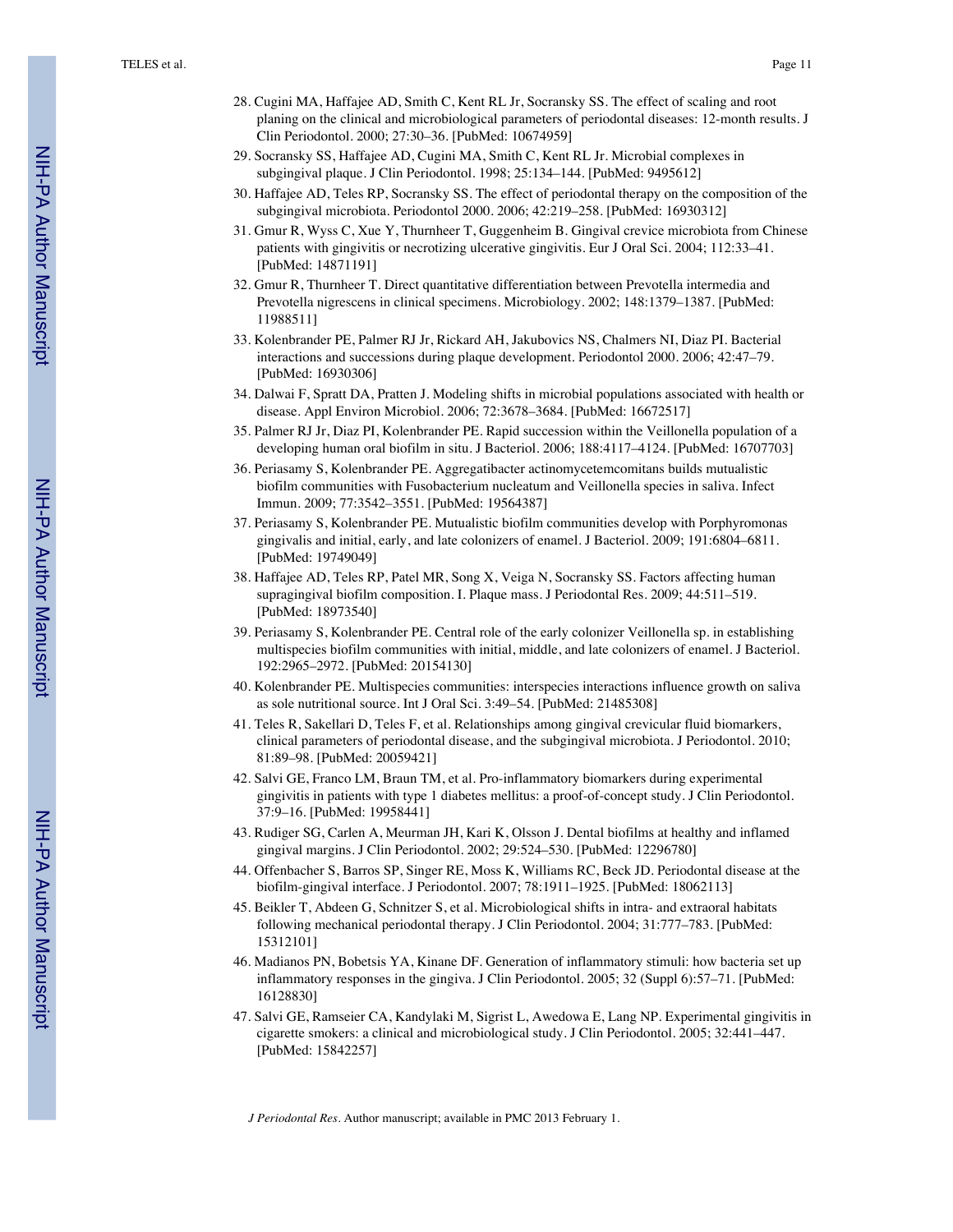28. Cugini MA, Haffajee AD, Smith C, Kent RL Jr, Socransky SS. The effect of scaling and root planing on the clinical and microbiological parameters of periodontal diseases: 12-month results. J Clin Periodontol. 2000; 27:30–36. [PubMed: 10674959]
29. Socransky SS, Haffajee AD, Cugini MA, Smith C, Kent RL Jr. Microbial complexes in subgingival plaque. J Clin Periodontol. 1998; 25:134–144. [PubMed: 9495612]
30. Haffajee AD, Teles RP, Socransky SS. The effect of periodontal therapy on the composition of the subgingival microbiota. Periodontol 2000. 2006; 42:219–258. [PubMed: 16930312]
31. Gmur R, Wyss C, Xue Y, Thurnheer T, Guggenheim B. Gingival crevice microbiota from Chinese patients with gingivitis or necrotizing ulcerative gingivitis. Eur J Oral Sci. 2004; 112:33–41. [PubMed: 14871191]
32. Gmur R, Thurnheer T. Direct quantitative differentiation between Prevotella intermedia and Prevotella nigrescens in clinical specimens. Microbiology. 2002; 148:1379–1387. [PubMed: 11988511]
33. Kolenbrander PE, Palmer RJ Jr, Rickard AH, Jakubovics NS, Chalmers NI, Diaz PI. Bacterial interactions and successions during plaque development. Periodontol 2000. 2006; 42:47–79. [PubMed: 16930306]
34. Dalwai F, Spratt DA, Pratten J. Modeling shifts in microbial populations associated with health or disease. Appl Environ Microbiol. 2006; 72:3678–3684. [PubMed: 16672517]
35. Palmer RJ Jr, Diaz PI, Kolenbrander PE. Rapid succession within the Veillonella population of a developing human oral biofilm in situ. J Bacteriol. 2006; 188:4117–4124. [PubMed: 16707703]
36. Periasamy S, Kolenbrander PE. Aggregatibacter actinomycetemcomitans builds mutualistic biofilm communities with Fusobacterium nucleatum and Veillonella species in saliva. Infect Immun. 2009; 77:3542–3551. [PubMed: 19564387]
37. Periasamy S, Kolenbrander PE. Mutualistic biofilm communities develop with Porphyromonas gingivalis and initial, early, and late colonizers of enamel. J Bacteriol. 2009; 191:6804–6811. [PubMed: 19749049]
38. Haffajee AD, Teles RP, Patel MR, Song X, Veiga N, Socransky SS. Factors affecting human supragingival biofilm composition. I. Plaque mass. J Periodontal Res. 2009; 44:511–519. [PubMed: 18973540]
39. Periasamy S, Kolenbrander PE. Central role of the early colonizer Veillonella sp. in establishing multispecies biofilm communities with initial, middle, and late colonizers of enamel. J Bacteriol. 192:2965–2972. [PubMed: 20154130]
40. Kolenbrander PE. Multispecies communities: interspecies interactions influence growth on saliva as sole nutritional source. Int J Oral Sci. 3:49–54. [PubMed: 21485308]
41. Teles R, Sakellari D, Teles F, et al. Relationships among gingival crevicular fluid biomarkers, clinical parameters of periodontal disease, and the subgingival microbiota. J Periodontol. 2010; 81:89–98. [PubMed: 20059421]
42. Salvi GE, Franco LM, Braun TM, et al. Pro-inflammatory biomarkers during experimental gingivitis in patients with type 1 diabetes mellitus: a proof-of-concept study. J Clin Periodontol. 37:9–16. [PubMed: 19958441]
43. Rudiger SG, Carlen A, Meurman JH, Kari K, Olsson J. Dental biofilms at healthy and inflamed gingival margins. J Clin Periodontol. 2002; 29:524–530. [PubMed: 12296780]
44. Offenbacher S, Barros SP, Singer RE, Moss K, Williams RC, Beck JD. Periodontal disease at the biofilm-gingival interface. J Periodontol. 2007; 78:1911–1925. [PubMed: 18062113]
45. Beikler T, Abdeen G, Schnitzer S, et al. Microbiological shifts in intra- and extraoral habitats following mechanical periodontal therapy. J Clin Periodontol. 2004; 31:777–783. [PubMed: 15312101]
46. Madianos PN, Bobetsis YA, Kinane DF. Generation of inflammatory stimuli: how bacteria set up inflammatory responses in the gingiva. J Clin Periodontol. 2005; 32 (Suppl 6):57–71. [PubMed: 16128830]
47. Salvi GE, Ramseier CA, Kandylaki M, Sigrist L, Awedowa E, Lang NP. Experimental gingivitis in cigarette smokers: a clinical and microbiological study. J Clin Periodontol. 2005; 32:441–447. [PubMed: 15842257]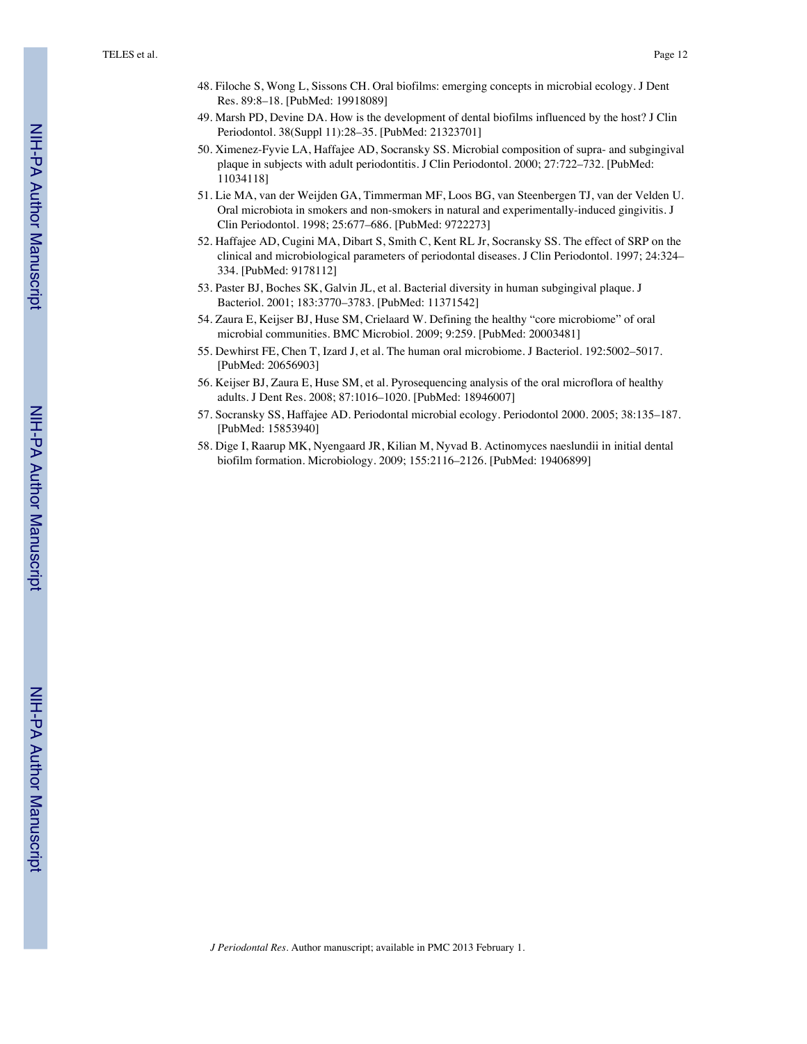48. Filoche S, Wong L, Sissons CH. Oral biofilms: emerging concepts in microbial ecology. J Dent Res. 89:8–18. [PubMed: 19918089]
49. Marsh PD, Devine DA. How is the development of dental biofilms influenced by the host? J Clin Periodontol. 38(Suppl 11):28–35. [PubMed: 21323701]
50. Ximenez-Fyvie LA, Haffajee AD, Socransky SS. Microbial composition of supra- and subgingival plaque in subjects with adult periodontitis. J Clin Periodontol. 2000; 27:722–732. [PubMed: 11034118]
51. Lie MA, van der Weijden GA, Timmerman MF, Loos BG, van Steenbergen TJ, van der Velden U. Oral microbiota in smokers and non-smokers in natural and experimentally-induced gingivitis. J Clin Periodontol. 1998; 25:677–686. [PubMed: 9722273]
52. Haffajee AD, Cugini MA, Dibart S, Smith C, Kent RL Jr, Socransky SS. The effect of SRP on the clinical and microbiological parameters of periodontal diseases. J Clin Periodontol. 1997; 24:324–334. [PubMed: 9178112]
53. Paster BJ, Boches SK, Galvin JL, et al. Bacterial diversity in human subgingival plaque. J Bacteriol. 2001; 183:3770–3783. [PubMed: 11371542]
54. Zaura E, Keijser BJ, Huse SM, Crielaard W. Defining the healthy "core microbiome" of oral microbial communities. BMC Microbiol. 2009; 9:259. [PubMed: 20003481]
55. Dewhirst FE, Chen T, Izard J, et al. The human oral microbiome. J Bacteriol. 192:5002–5017. [PubMed: 20656903]
56. Keijser BJ, Zaura E, Huse SM, et al. Pyrosequencing analysis of the oral microflora of healthy adults. J Dent Res. 2008; 87:1016–1020. [PubMed: 18946007]
57. Socransky SS, Haffajee AD. Periodontal microbial ecology. Periodontol 2000. 2005; 38:135–187. [PubMed: 15853940]
58. Dige I, Raarup MK, Nyengaard JR, Kilian M, Nyvad B. Actinomyces naeslundii in initial dental biofilm formation. Microbiology. 2009; 155:2116–2126. [PubMed: 19406899]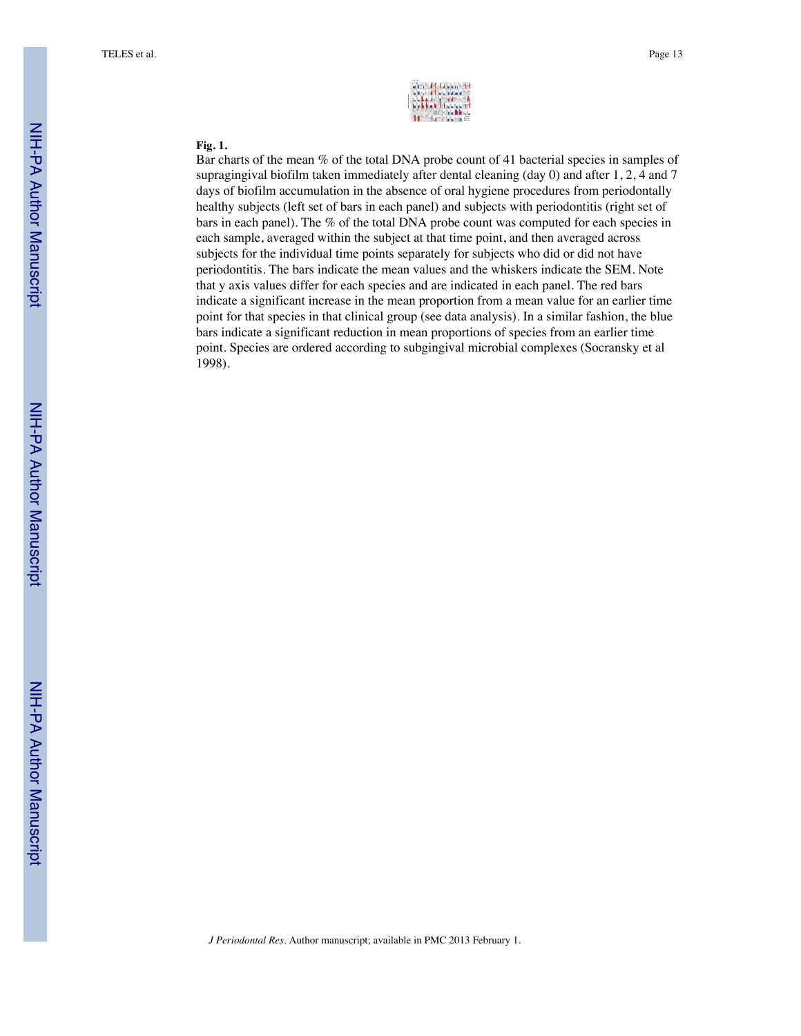**Fig. 1.**

Bar charts of the mean % of the total DNA probe count of 41 bacterial species in samples of supragingival biofilm taken immediately after dental cleaning (day 0) and after 1, 2, 4 and 7 days of biofilm accumulation in the absence of oral hygiene procedures from periodontally healthy subjects (left set of bars in each panel) and subjects with periodontitis (right set of bars in each panel). The % of the total DNA probe count was computed for each species in each sample, averaged within the subject at that time point, and then averaged across subjects for the individual time points separately for subjects who did or did not have periodontitis. The bars indicate the mean values and the whiskers indicate the SEM. Note that y axis values differ for each species and are indicated in each panel. The red bars indicate a significant increase in the mean proportion from a mean value for an earlier time point for that species in that clinical group (see data analysis). In a similar fashion, the blue bars indicate a significant reduction in mean proportions of species from an earlier time point. Species are ordered according to subgingival microbial complexes (Socransky et al 1998).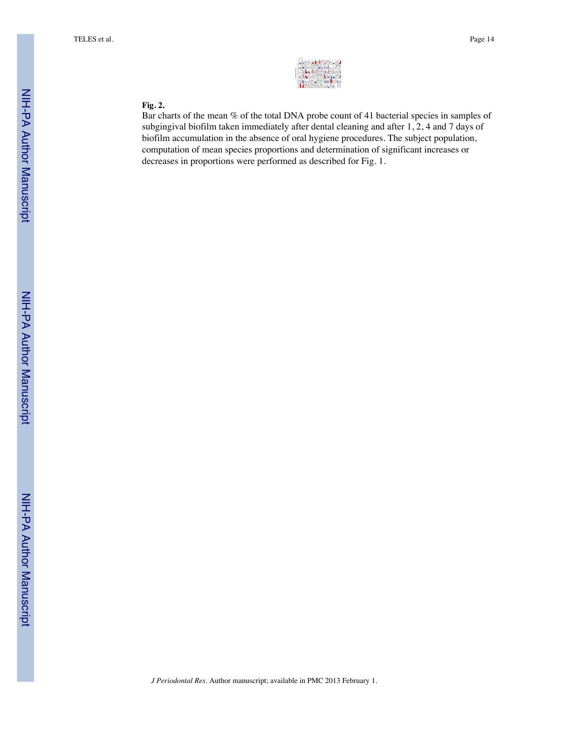**Fig. 2.**

Bar charts of the mean % of the total DNA probe count of 41 bacterial species in samples of subgingival biofilm taken immediately after dental cleaning and after 1, 2, 4 and 7 days of biofilm accumulation in the absence of oral hygiene procedures. The subject population, computation of mean species proportions and determination of significant increases or decreases in proportions were performed as described for Fig. 1.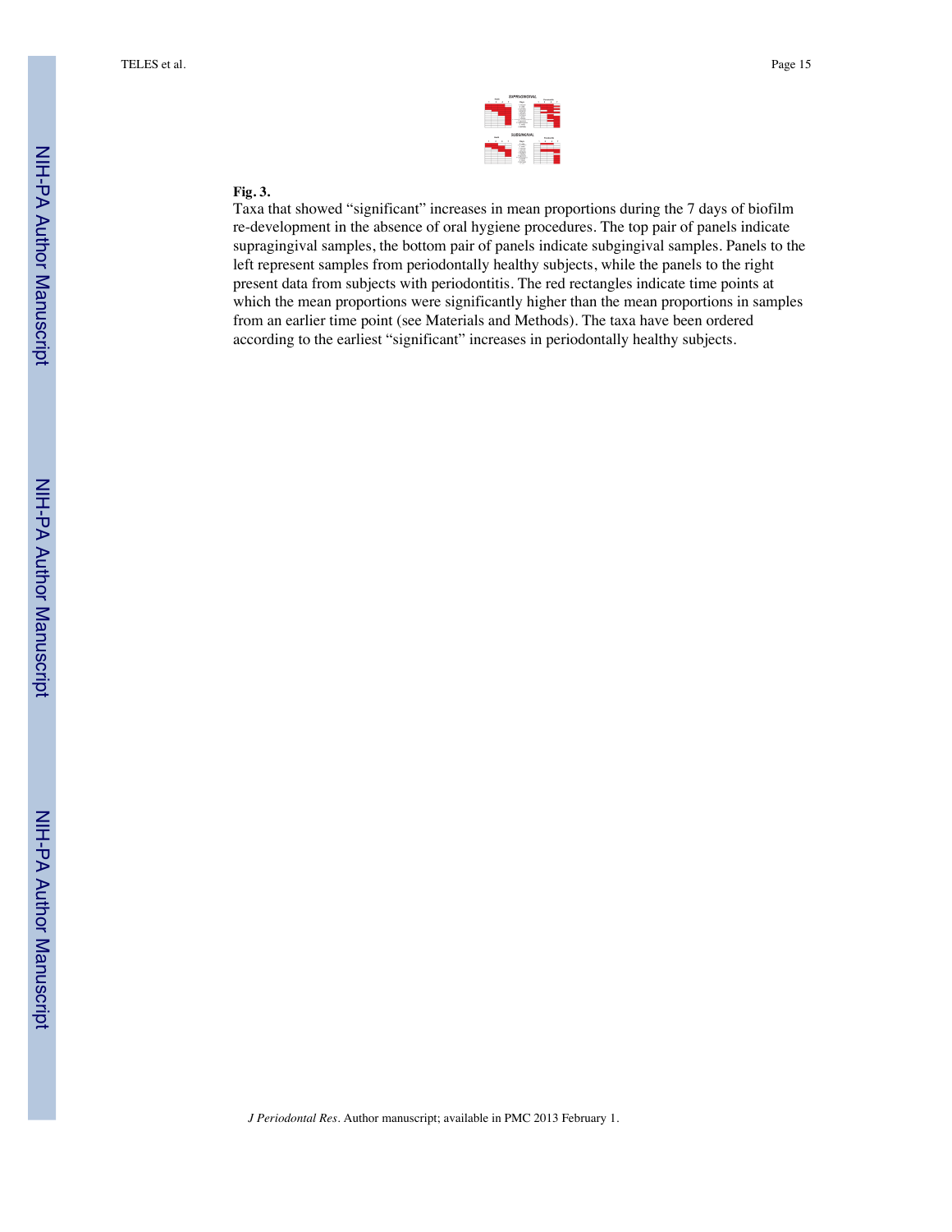**Fig. 3.**

Taxa that showed "significant" increases in mean proportions during the 7 days of biofilm re-development in the absence of oral hygiene procedures. The top pair of panels indicate supragingival samples, the bottom pair of panels indicate subgingival samples. Panels to the left represent samples from periodontally healthy subjects, while the panels to the right present data from subjects with periodontitis. The red rectangles indicate time points at which the mean proportions were significantly higher than the mean proportions in samples from an earlier time point (see Materials and Methods). The taxa have been ordered according to the earliest "significant" increases in periodontally healthy subjects.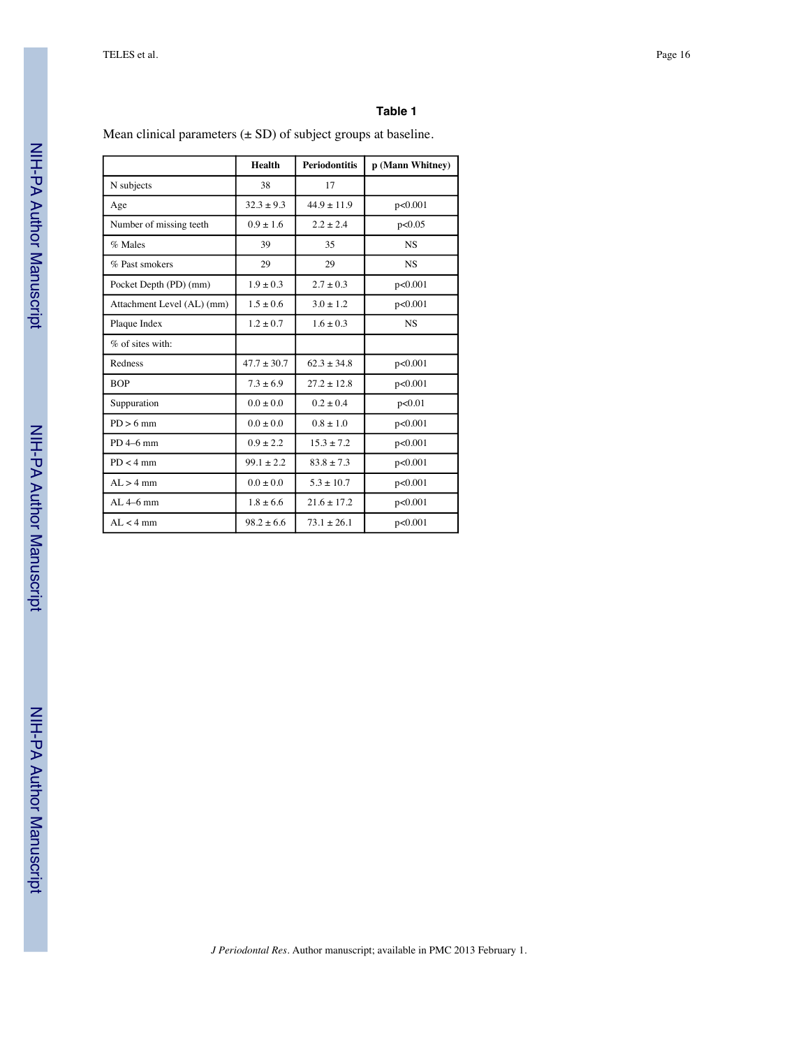## Table 1

Mean clinical parameters (± SD) of subject groups at baseline.

| | Health | Periodontitis | p (Mann Whitney) |
|---|---|---|---|
| N subjects | 38 | 17 | |
| Age | 32.3 ± 9.3 | 44.9 ± 11.9 | p<0.001 |
| Number of missing teeth | 0.9 ± 1.6 | 2.2 ± 2.4 | p<0.05 |
| % Males | 39 | 35 | NS |
| % Past smokers | 29 | 29 | NS |
| Pocket Depth (PD) (mm) | 1.9 ± 0.3 | 2.7 ± 0.3 | p<0.001 |
| Attachment Level (AL) (mm) | 1.5 ± 0.6 | 3.0 ± 1.2 | p<0.001 |
| Plaque Index | 1.2 ± 0.7 | 1.6 ± 0.3 | NS |
| % of sites with: | | | |
| Redness | 47.7 ± 30.7 | 62.3 ± 34.8 | p<0.001 |
| BOP | 7.3 ± 6.9 | 27.2 ± 12.8 | p<0.001 |
| Suppuration | 0.0 ± 0.0 | 0.2 ± 0.4 | p<0.01 |
| PD > 6 mm | 0.0 ± 0.0 | 0.8 ± 1.0 | p<0.001 |
| PD 4–6 mm | 0.9 ± 2.2 | 15.3 ± 7.2 | p<0.001 |
| PD < 4 mm | 99.1 ± 2.2 | 83.8 ± 7.3 | p<0.001 |
| AL > 4 mm | 0.0 ± 0.0 | 5.3 ± 10.7 | p<0.001 |
| AL 4–6 mm | 1.8 ± 6.6 | 21.6 ± 17.2 | p<0.001 |
| AL < 4 mm | 98.2 ± 6.6 | 73.1 ± 26.1 | p<0.001 |